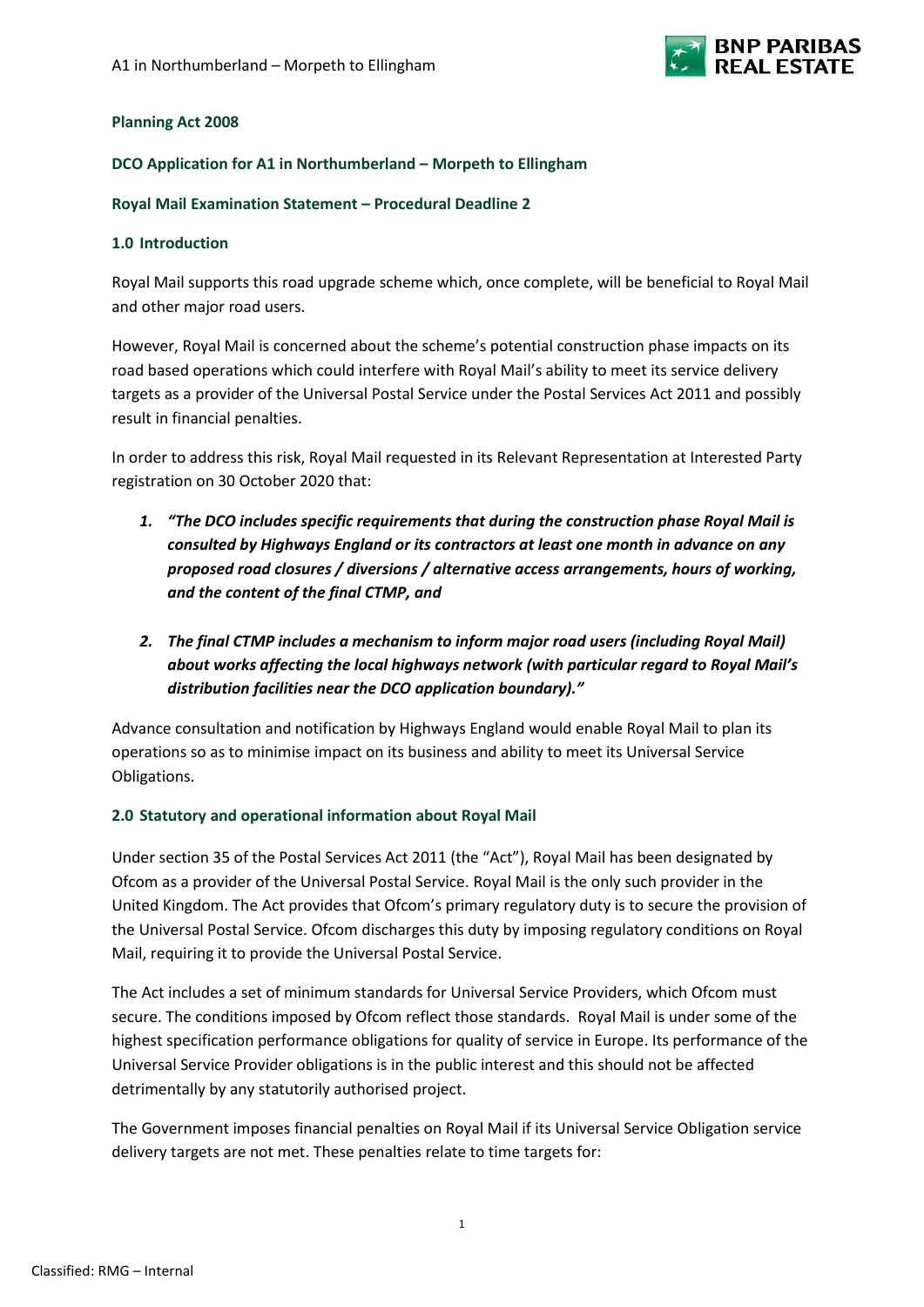**Planning Act 2008**

**DCO Application for A1 in Northumberland – Morpeth to Ellingham**

**Royal Mail Examination Statement – Procedural Deadline 2**

## 1.0 Introduction

Royal Mail supports this road upgrade scheme which, once complete, will be beneficial to Royal Mail and other major road users.

However, Royal Mail is concerned about the scheme's potential construction phase impacts on its road based operations which could interfere with Royal Mail's ability to meet its service delivery targets as a provider of the Universal Postal Service under the Postal Services Act 2011 and possibly result in financial penalties.

In order to address this risk, Royal Mail requested in its Relevant Representation at Interested Party registration on 30 October 2020 that:

1. ***"The DCO includes specific requirements that during the construction phase Royal Mail is consulted by Highways England or its contractors at least one month in advance on any proposed road closures / diversions / alternative access arrangements, hours of working, and the content of the final CTMP, and***

2. ***The final CTMP includes a mechanism to inform major road users (including Royal Mail) about works affecting the local highways network (with particular regard to Royal Mail's distribution facilities near the DCO application boundary)."***

Advance consultation and notification by Highways England would enable Royal Mail to plan its operations so as to minimise impact on its business and ability to meet its Universal Service Obligations.

## 2.0 Statutory and operational information about Royal Mail

Under section 35 of the Postal Services Act 2011 (the "Act"), Royal Mail has been designated by Ofcom as a provider of the Universal Postal Service. Royal Mail is the only such provider in the United Kingdom. The Act provides that Ofcom's primary regulatory duty is to secure the provision of the Universal Postal Service. Ofcom discharges this duty by imposing regulatory conditions on Royal Mail, requiring it to provide the Universal Postal Service.

The Act includes a set of minimum standards for Universal Service Providers, which Ofcom must secure. The conditions imposed by Ofcom reflect those standards. Royal Mail is under some of the highest specification performance obligations for quality of service in Europe. Its performance of the Universal Service Provider obligations is in the public interest and this should not be affected detrimentally by any statutorily authorised project.

The Government imposes financial penalties on Royal Mail if its Universal Service Obligation service delivery targets are not met. These penalties relate to time targets for: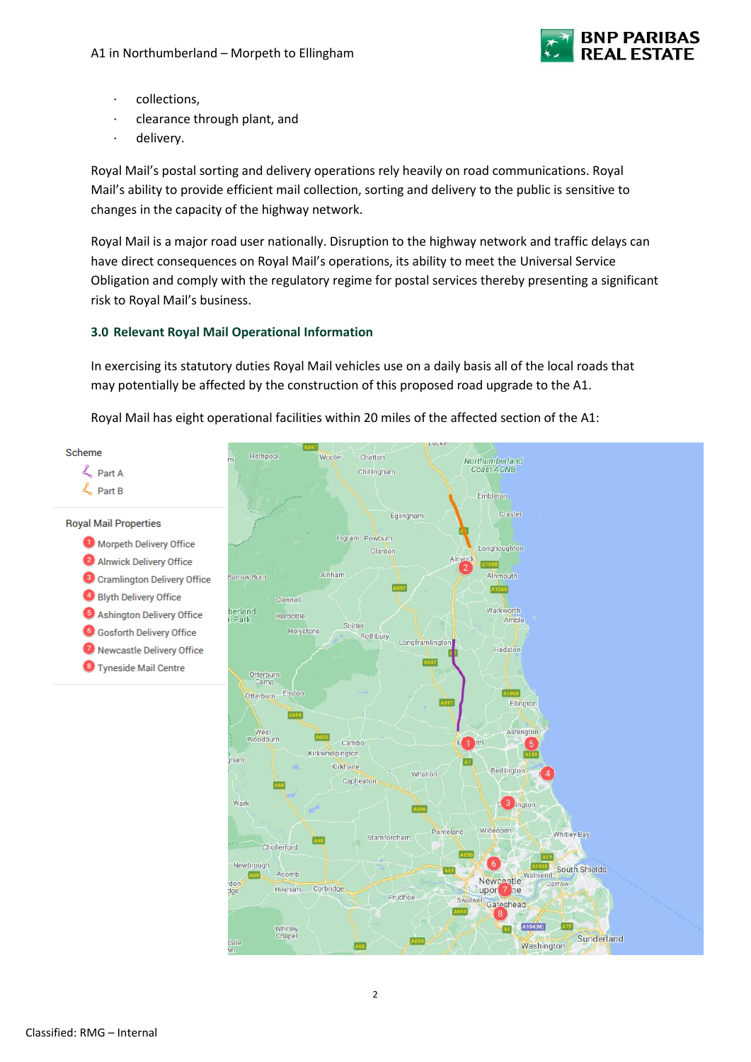- collections,
- clearance through plant, and
- delivery.

Royal Mail's postal sorting and delivery operations rely heavily on road communications. Royal Mail's ability to provide efficient mail collection, sorting and delivery to the public is sensitive to changes in the capacity of the highway network.

Royal Mail is a major road user nationally. Disruption to the highway network and traffic delays can have direct consequences on Royal Mail's operations, its ability to meet the Universal Service Obligation and comply with the regulatory regime for postal services thereby presenting a significant risk to Royal Mail's business.

### 3.0 Relevant Royal Mail Operational Information

In exercising its statutory duties Royal Mail vehicles use on a daily basis all of the local roads that may potentially be affected by the construction of this proposed road upgrade to the A1.

Royal Mail has eight operational facilities within 20 miles of the affected section of the A1:

Scheme
- Part A
- Part B

Royal Mail Properties
1. Morpeth Delivery Office
2. Alnwick Delivery Office
3. Cramlington Delivery Office
4. Blyth Delivery Office
5. Ashington Delivery Office
6. Gosforth Delivery Office
7. Newcastle Delivery Office
8. Tyneside Mail Centre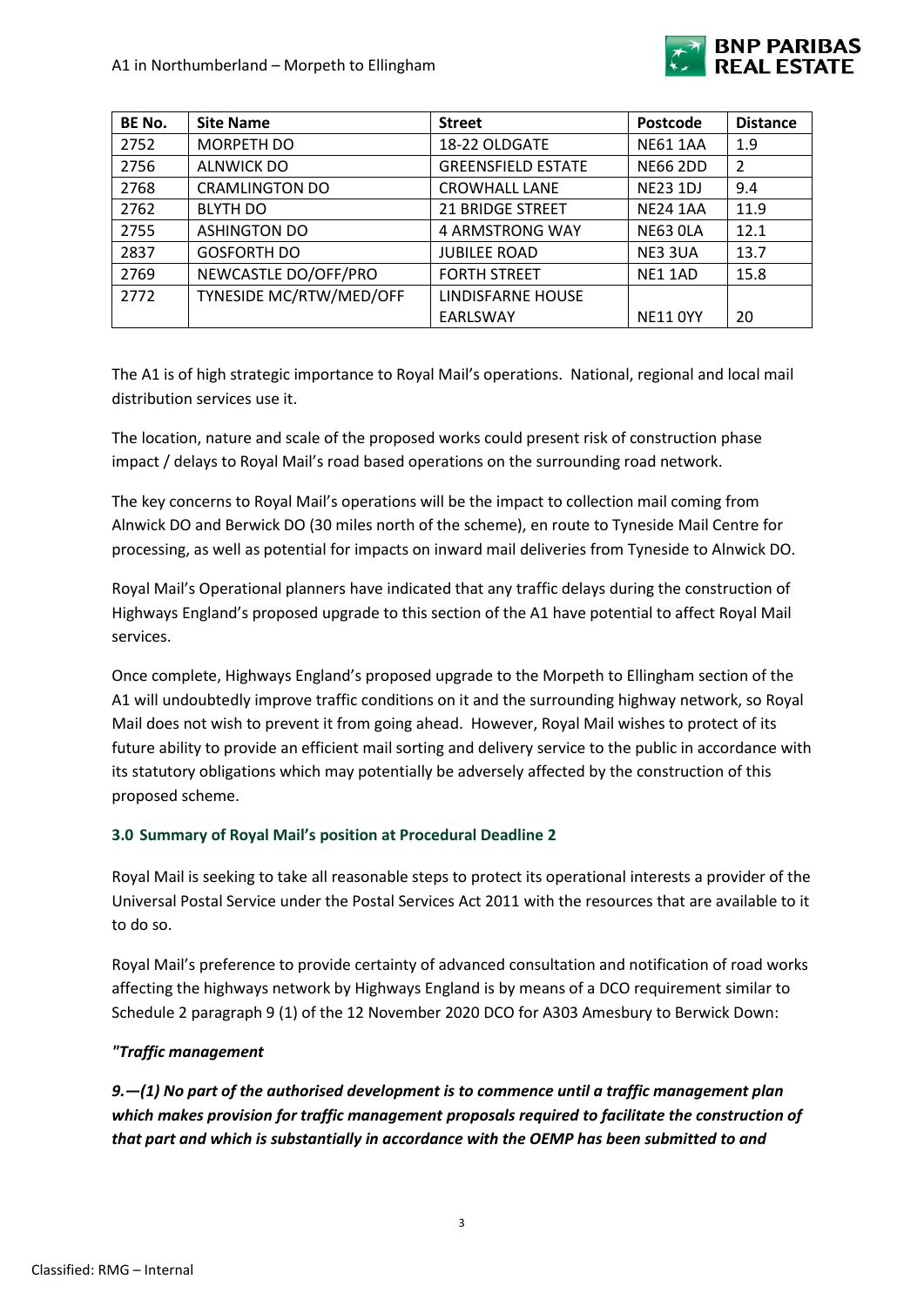| BE No. | Site Name | Street | Postcode | Distance |
|---|---|---|---|---|
| 2752 | MORPETH DO | 18-22 OLDGATE | NE61 1AA | 1.9 |
| 2756 | ALNWICK DO | GREENSFIELD ESTATE | NE66 2DD | 2 |
| 2768 | CRAMLINGTON DO | CROWHALL LANE | NE23 1DJ | 9.4 |
| 2762 | BLYTH DO | 21 BRIDGE STREET | NE24 1AA | 11.9 |
| 2755 | ASHINGTON DO | 4 ARMSTRONG WAY | NE63 0LA | 12.1 |
| 2837 | GOSFORTH DO | JUBILEE ROAD | NE3 3UA | 13.7 |
| 2769 | NEWCASTLE DO/OFF/PRO | FORTH STREET | NE1 1AD | 15.8 |
| 2772 | TYNESIDE MC/RTW/MED/OFF | LINDISFARNE HOUSE EARLSWAY | NE11 0YY | 20 |

The A1 is of high strategic importance to Royal Mail's operations. National, regional and local mail distribution services use it.

The location, nature and scale of the proposed works could present risk of construction phase impact / delays to Royal Mail's road based operations on the surrounding road network.

The key concerns to Royal Mail's operations will be the impact to collection mail coming from Alnwick DO and Berwick DO (30 miles north of the scheme), en route to Tyneside Mail Centre for processing, as well as potential for impacts on inward mail deliveries from Tyneside to Alnwick DO.

Royal Mail's Operational planners have indicated that any traffic delays during the construction of Highways England's proposed upgrade to this section of the A1 have potential to affect Royal Mail services.

Once complete, Highways England's proposed upgrade to the Morpeth to Ellingham section of the A1 will undoubtedly improve traffic conditions on it and the surrounding highway network, so Royal Mail does not wish to prevent it from going ahead. However, Royal Mail wishes to protect of its future ability to provide an efficient mail sorting and delivery service to the public in accordance with its statutory obligations which may potentially be adversely affected by the construction of this proposed scheme.

### 3.0 Summary of Royal Mail's position at Procedural Deadline 2

Royal Mail is seeking to take all reasonable steps to protect its operational interests a provider of the Universal Postal Service under the Postal Services Act 2011 with the resources that are available to it to do so.

Royal Mail's preference to provide certainty of advanced consultation and notification of road works affecting the highways network by Highways England is by means of a DCO requirement similar to Schedule 2 paragraph 9 (1) of the 12 November 2020 DCO for A303 Amesbury to Berwick Down:

***"Traffic management***

***9.—(1) No part of the authorised development is to commence until a traffic management plan which makes provision for traffic management proposals required to facilitate the construction of that part and which is substantially in accordance with the OEMP has been submitted to and***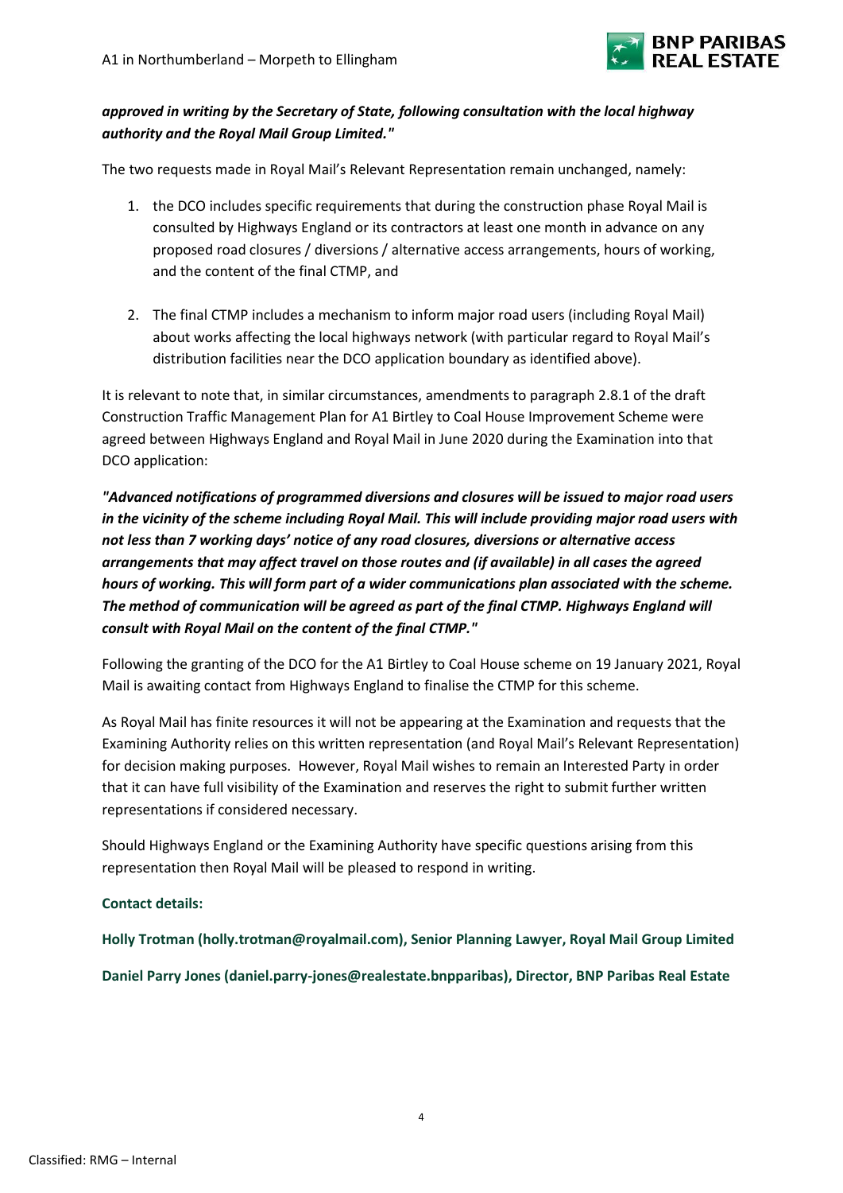***approved in writing by the Secretary of State, following consultation with the local highway authority and the Royal Mail Group Limited."***

The two requests made in Royal Mail's Relevant Representation remain unchanged, namely:

1. the DCO includes specific requirements that during the construction phase Royal Mail is consulted by Highways England or its contractors at least one month in advance on any proposed road closures / diversions / alternative access arrangements, hours of working, and the content of the final CTMP, and

2. The final CTMP includes a mechanism to inform major road users (including Royal Mail) about works affecting the local highways network (with particular regard to Royal Mail's distribution facilities near the DCO application boundary as identified above).

It is relevant to note that, in similar circumstances, amendments to paragraph 2.8.1 of the draft Construction Traffic Management Plan for A1 Birtley to Coal House Improvement Scheme were agreed between Highways England and Royal Mail in June 2020 during the Examination into that DCO application:

***"Advanced notifications of programmed diversions and closures will be issued to major road users in the vicinity of the scheme including Royal Mail. This will include providing major road users with not less than 7 working days' notice of any road closures, diversions or alternative access arrangements that may affect travel on those routes and (if available) in all cases the agreed hours of working. This will form part of a wider communications plan associated with the scheme. The method of communication will be agreed as part of the final CTMP. Highways England will consult with Royal Mail on the content of the final CTMP."***

Following the granting of the DCO for the A1 Birtley to Coal House scheme on 19 January 2021, Royal Mail is awaiting contact from Highways England to finalise the CTMP for this scheme.

As Royal Mail has finite resources it will not be appearing at the Examination and requests that the Examining Authority relies on this written representation (and Royal Mail's Relevant Representation) for decision making purposes. However, Royal Mail wishes to remain an Interested Party in order that it can have full visibility of the Examination and reserves the right to submit further written representations if considered necessary.

Should Highways England or the Examining Authority have specific questions arising from this representation then Royal Mail will be pleased to respond in writing.

**Contact details:**

**Holly Trotman (holly.trotman@royalmail.com), Senior Planning Lawyer, Royal Mail Group Limited**

**Daniel Parry Jones (daniel.parry-jones@realestate.bnpparibas), Director, BNP Paribas Real Estate**